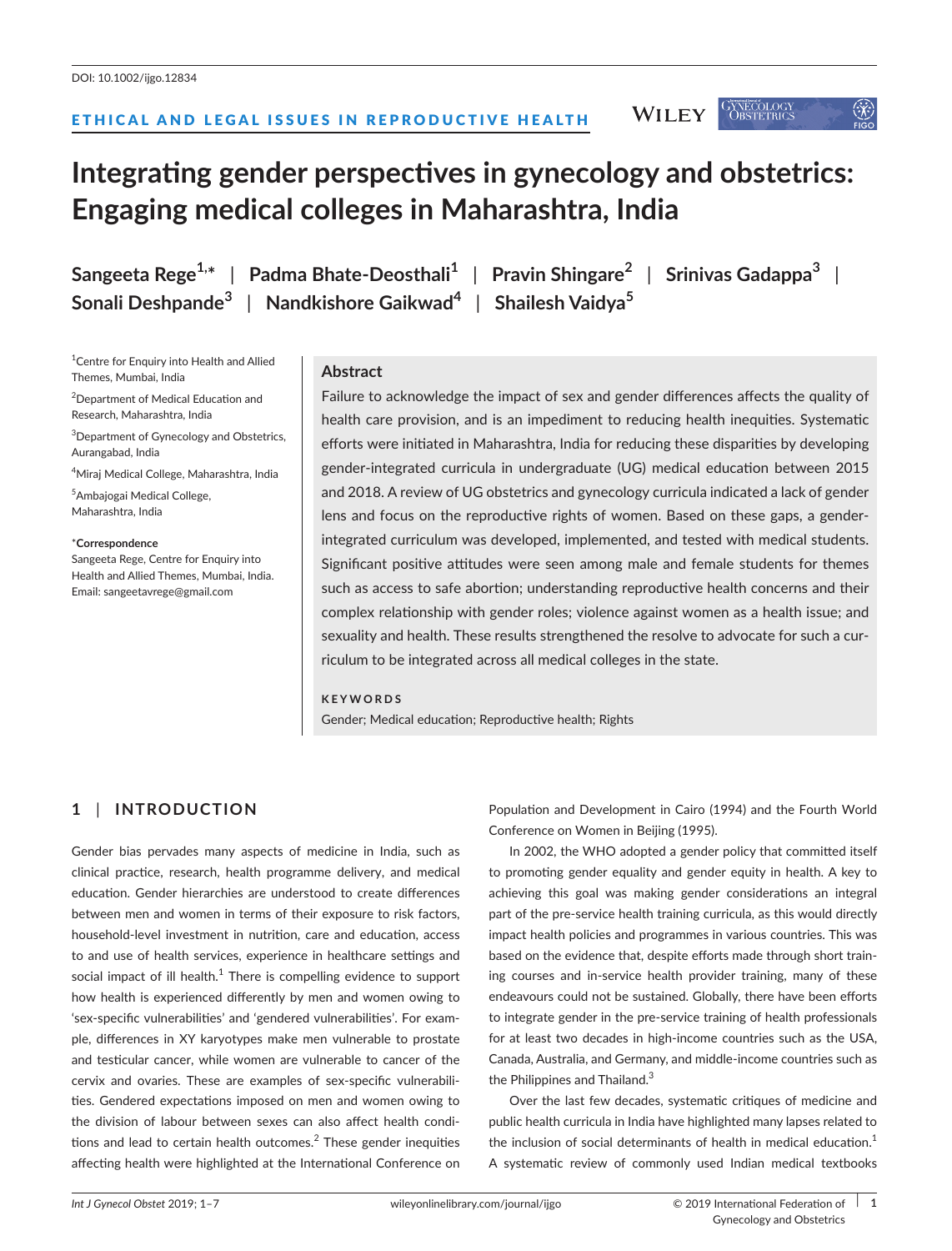DOI: 10.1002/ijgo.12834

ETHICAL AND LEGAL ISSUES IN REPRODUCTIVE HEALTH

# Integrating gender perspectives in gynecology and obstetrics: Engaging medical colleges in Maharashtra, India

**Sangeeta Rege[1,*] | Padma Bhate-Deosthali[1] | Pravin Shingare[2] | Srinivas Gadappa[3] | Sonali Deshpande[3] | Nandkishore Gaikwad[4] | Shailesh Vaidya[5]**

[1]Centre for Enquiry into Health and Allied Themes, Mumbai, India

[2]Department of Medical Education and Research, Maharashtra, India

[3]Department of Gynecology and Obstetrics, Aurangabad, India

[4]Miraj Medical College, Maharashtra, India

[5]Ambajogai Medical College, Maharashtra, India

**[*]Correspondence**
Sangeeta Rege, Centre for Enquiry into Health and Allied Themes, Mumbai, India.
Email: sangeetavrege@gmail.com

## Abstract

Failure to acknowledge the impact of sex and gender differences affects the quality of health care provision, and is an impediment to reducing health inequities. Systematic efforts were initiated in Maharashtra, India for reducing these disparities by developing gender-integrated curricula in undergraduate (UG) medical education between 2015 and 2018. A review of UG obstetrics and gynecology curricula indicated a lack of gender lens and focus on the reproductive rights of women. Based on these gaps, a gender-integrated curriculum was developed, implemented, and tested with medical students. Significant positive attitudes were seen among male and female students for themes such as access to safe abortion; understanding reproductive health concerns and their complex relationship with gender roles; violence against women as a health issue; and sexuality and health. These results strengthened the resolve to advocate for such a curriculum to be integrated across all medical colleges in the state.

**KEYWORDS**

Gender; Medical education; Reproductive health; Rights

## 1 | INTRODUCTION

Gender bias pervades many aspects of medicine in India, such as clinical practice, research, health programme delivery, and medical education. Gender hierarchies are understood to create differences between men and women in terms of their exposure to risk factors, household-level investment in nutrition, care and education, access to and use of health services, experience in healthcare settings and social impact of ill health.[1] There is compelling evidence to support how health is experienced differently by men and women owing to 'sex-specific vulnerabilities' and 'gendered vulnerabilities'. For example, differences in XY karyotypes make men vulnerable to prostate and testicular cancer, while women are vulnerable to cancer of the cervix and ovaries. These are examples of sex-specific vulnerabilities. Gendered expectations imposed on men and women owing to the division of labour between sexes can also affect health conditions and lead to certain health outcomes.[2] These gender inequities affecting health were highlighted at the International Conference on Population and Development in Cairo (1994) and the Fourth World Conference on Women in Beijing (1995).

In 2002, the WHO adopted a gender policy that committed itself to promoting gender equality and gender equity in health. A key to achieving this goal was making gender considerations an integral part of the pre-service health training curricula, as this would directly impact health policies and programmes in various countries. This was based on the evidence that, despite efforts made through short training courses and in-service health provider training, many of these endeavours could not be sustained. Globally, there have been efforts to integrate gender in the pre-service training of health professionals for at least two decades in high-income countries such as the USA, Canada, Australia, and Germany, and middle-income countries such as the Philippines and Thailand.[3]

Over the last few decades, systematic critiques of medicine and public health curricula in India have highlighted many lapses related to the inclusion of social determinants of health in medical education.[1] A systematic review of commonly used Indian medical textbooks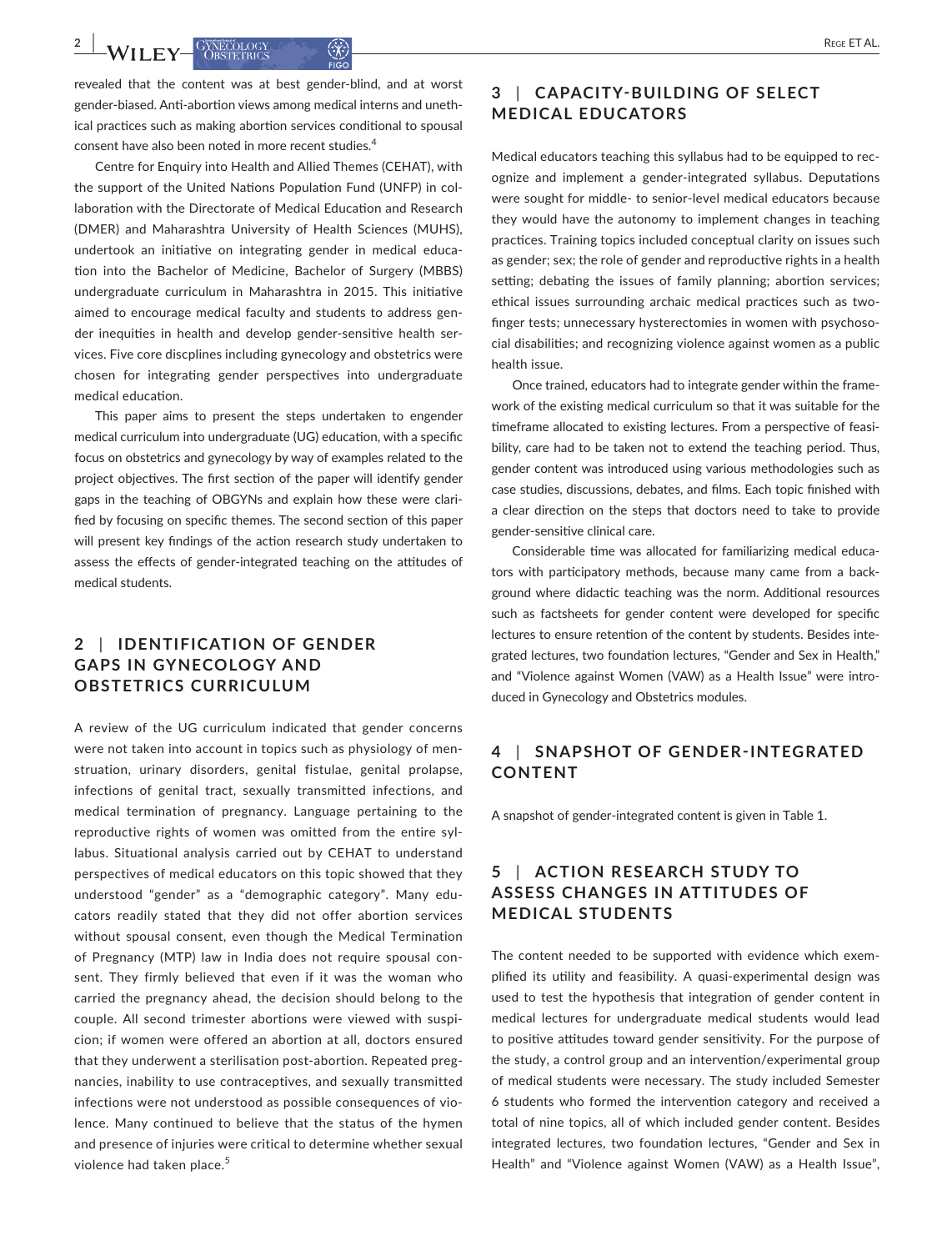revealed that the content was at best gender-blind, and at worst gender-biased. Anti-abortion views among medical interns and unethical practices such as making abortion services conditional to spousal consent have also been noted in more recent studies.[4]

Centre for Enquiry into Health and Allied Themes (CEHAT), with the support of the United Nations Population Fund (UNFP) in collaboration with the Directorate of Medical Education and Research (DMER) and Maharashtra University of Health Sciences (MUHS), undertook an initiative on integrating gender in medical education into the Bachelor of Medicine, Bachelor of Surgery (MBBS) undergraduate curriculum in Maharashtra in 2015. This initiative aimed to encourage medical faculty and students to address gender inequities in health and develop gender-sensitive health services. Five core discplines including gynecology and obstetrics were chosen for integrating gender perspectives into undergraduate medical education.

This paper aims to present the steps undertaken to engender medical curriculum into undergraduate (UG) education, with a specific focus on obstetrics and gynecology by way of examples related to the project objectives. The first section of the paper will identify gender gaps in the teaching of OBGYNs and explain how these were clarified by focusing on specific themes. The second section of this paper will present key findings of the action research study undertaken to assess the effects of gender-integrated teaching on the attitudes of medical students.

## 2 | IDENTIFICATION OF GENDER GAPS IN GYNECOLOGY AND OBSTETRICS CURRICULUM

A review of the UG curriculum indicated that gender concerns were not taken into account in topics such as physiology of menstruation, urinary disorders, genital fistulae, genital prolapse, infections of genital tract, sexually transmitted infections, and medical termination of pregnancy. Language pertaining to the reproductive rights of women was omitted from the entire syllabus. Situational analysis carried out by CEHAT to understand perspectives of medical educators on this topic showed that they understood "gender" as a "demographic category". Many educators readily stated that they did not offer abortion services without spousal consent, even though the Medical Termination of Pregnancy (MTP) law in India does not require spousal consent. They firmly believed that even if it was the woman who carried the pregnancy ahead, the decision should belong to the couple. All second trimester abortions were viewed with suspicion; if women were offered an abortion at all, doctors ensured that they underwent a sterilisation post-abortion. Repeated pregnancies, inability to use contraceptives, and sexually transmitted infections were not understood as possible consequences of violence. Many continued to believe that the status of the hymen and presence of injuries were critical to determine whether sexual violence had taken place.[5]

## 3 | CAPACITY-BUILDING OF SELECT MEDICAL EDUCATORS

Medical educators teaching this syllabus had to be equipped to recognize and implement a gender-integrated syllabus. Deputations were sought for middle- to senior-level medical educators because they would have the autonomy to implement changes in teaching practices. Training topics included conceptual clarity on issues such as gender; sex; the role of gender and reproductive rights in a health setting; debating the issues of family planning; abortion services; ethical issues surrounding archaic medical practices such as two-finger tests; unnecessary hysterectomies in women with psychosocial disabilities; and recognizing violence against women as a public health issue.

Once trained, educators had to integrate gender within the framework of the existing medical curriculum so that it was suitable for the timeframe allocated to existing lectures. From a perspective of feasibility, care had to be taken not to extend the teaching period. Thus, gender content was introduced using various methodologies such as case studies, discussions, debates, and films. Each topic finished with a clear direction on the steps that doctors need to take to provide gender-sensitive clinical care.

Considerable time was allocated for familiarizing medical educators with participatory methods, because many came from a background where didactic teaching was the norm. Additional resources such as factsheets for gender content were developed for specific lectures to ensure retention of the content by students. Besides integrated lectures, two foundation lectures, "Gender and Sex in Health," and "Violence against Women (VAW) as a Health Issue" were introduced in Gynecology and Obstetrics modules.

## 4 | SNAPSHOT OF GENDER-INTEGRATED CONTENT

A snapshot of gender-integrated content is given in Table 1.

## 5 | ACTION RESEARCH STUDY TO ASSESS CHANGES IN ATTITUDES OF MEDICAL STUDENTS

The content needed to be supported with evidence which exemplified its utility and feasibility. A quasi-experimental design was used to test the hypothesis that integration of gender content in medical lectures for undergraduate medical students would lead to positive attitudes toward gender sensitivity. For the purpose of the study, a control group and an intervention/experimental group of medical students were necessary. The study included Semester 6 students who formed the intervention category and received a total of nine topics, all of which included gender content. Besides integrated lectures, two foundation lectures, "Gender and Sex in Health" and "Violence against Women (VAW) as a Health Issue",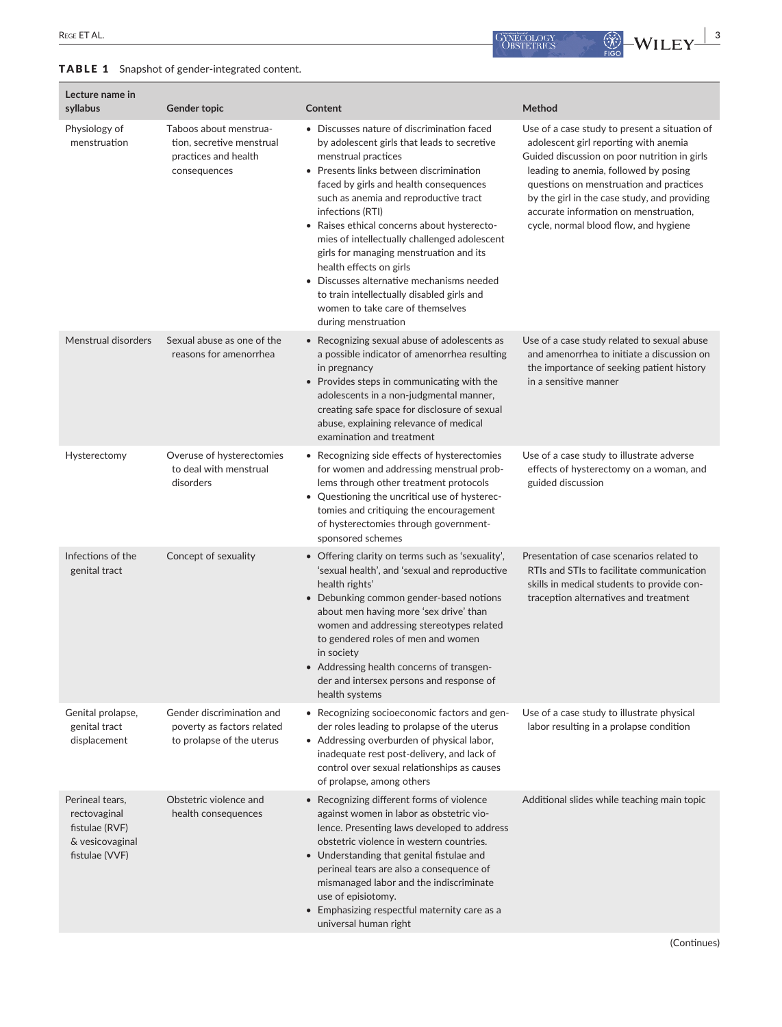**TABLE 1** Snapshot of gender-integrated content.

| Lecture name in syllabus | Gender topic | Content | Method |
|---|---|---|---|
| Physiology of menstruation | Taboos about menstruation, secretive menstrual practices and health consequences | • Discusses nature of discrimination faced by adolescent girls that leads to secretive menstrual practices<br>• Presents links between discrimination faced by girls and health consequences such as anemia and reproductive tract infections (RTI)<br>• Raises ethical concerns about hysterectomies of intellectually challenged adolescent girls for managing menstruation and its health effects on girls<br>• Discusses alternative mechanisms needed to train intellectually disabled girls and women to take care of themselves during menstruation | Use of a case study to present a situation of adolescent girl reporting with anemia<br>Guided discussion on poor nutrition in girls leading to anemia, followed by posing questions on menstruation and practices by the girl in the case study, and providing accurate information on menstruation, cycle, normal blood flow, and hygiene |
| Menstrual disorders | Sexual abuse as one of the reasons for amenorrhea | • Recognizing sexual abuse of adolescents as a possible indicator of amenorrhea resulting in pregnancy<br>• Provides steps in communicating with the adolescents in a non-judgmental manner, creating safe space for disclosure of sexual abuse, explaining relevance of medical examination and treatment | Use of a case study related to sexual abuse and amenorrhea to initiate a discussion on the importance of seeking patient history in a sensitive manner |
| Hysterectomy | Overuse of hysterectomies to deal with menstrual disorders | • Recognizing side effects of hysterectomies for women and addressing menstrual problems through other treatment protocols<br>• Questioning the uncritical use of hysterectomies and critiquing the encouragement of hysterectomies through government-sponsored schemes | Use of a case study to illustrate adverse effects of hysterectomy on a woman, and guided discussion |
| Infections of the genital tract | Concept of sexuality | • Offering clarity on terms such as 'sexuality', 'sexual health', and 'sexual and reproductive health rights'<br>• Debunking common gender-based notions about men having more 'sex drive' than women and addressing stereotypes related to gendered roles of men and women in society<br>• Addressing health concerns of transgender and intersex persons and response of health systems | Presentation of case scenarios related to RTIs and STIs to facilitate communication skills in medical students to provide contraception alternatives and treatment |
| Genital prolapse, genital tract displacement | Gender discrimination and poverty as factors related to prolapse of the uterus | • Recognizing socioeconomic factors and gender roles leading to prolapse of the uterus<br>• Addressing overburden of physical labor, inadequate rest post-delivery, and lack of control over sexual relationships as causes of prolapse, among others | Use of a case study to illustrate physical labor resulting in a prolapse condition |
| Perineal tears, rectovaginal fistulae (RVF) & vesicovaginal fistulae (VVF) | Obstetric violence and health consequences | • Recognizing different forms of violence against women in labor as obstetric violence. Presenting laws developed to address obstetric violence in western countries.<br>• Understanding that genital fistulae and perineal tears are also a consequence of mismanaged labor and the indiscriminate use of episiotomy.<br>• Emphasizing respectful maternity care as a universal human right | Additional slides while teaching main topic |

(Continues)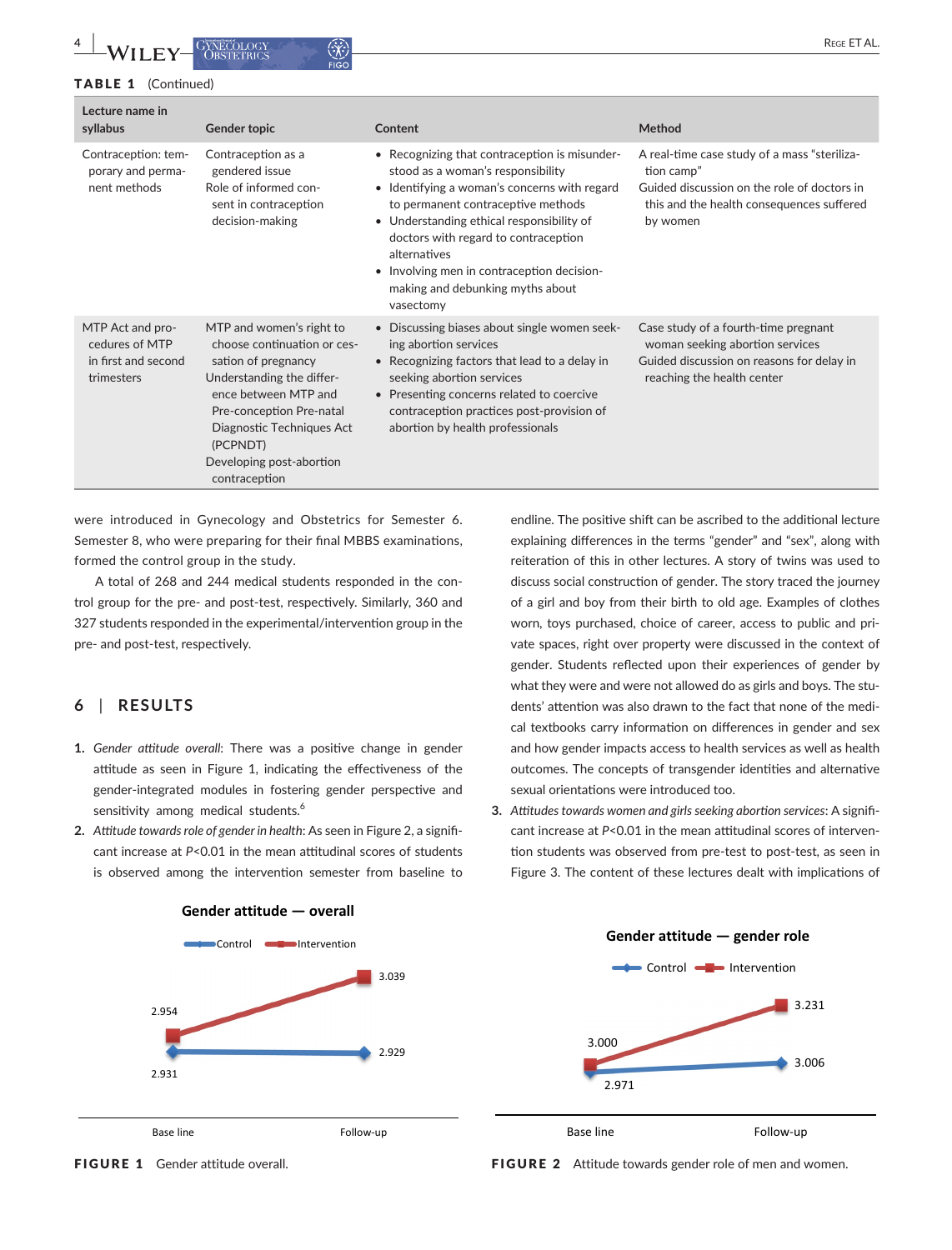**TABLE 1** (Continued)

| Lecture name in syllabus | Gender topic | Content | Method |
| --- | --- | --- | --- |
| Contraception: temporary and permanent methods | Contraception as a gendered issue<br>Role of informed consent in contraception decision-making | • Recognizing that contraception is misunderstood as a woman's responsibility<br>• Identifying a woman's concerns with regard to permanent contraceptive methods<br>• Understanding ethical responsibility of doctors with regard to contraception alternatives<br>• Involving men in contraception decision-making and debunking myths about vasectomy | A real-time case study of a mass "sterilization camp"<br>Guided discussion on the role of doctors in this and the health consequences suffered by women |
| MTP Act and procedures of MTP in first and second trimesters | MTP and women's right to choose continuation or cessation of pregnancy<br>Understanding the difference between MTP and Pre-conception Pre-natal Diagnostic Techniques Act (PCPNDT)<br>Developing post-abortion contraception | • Discussing biases about single women seeking abortion services<br>• Recognizing factors that lead to a delay in seeking abortion services<br>• Presenting concerns related to coercive contraception practices post-provision of abortion by health professionals | Case study of a fourth-time pregnant woman seeking abortion services<br>Guided discussion on reasons for delay in reaching the health center |

were introduced in Gynecology and Obstetrics for Semester 6. Semester 8, who were preparing for their final MBBS examinations, formed the control group in the study.

A total of 268 and 244 medical students responded in the control group for the pre- and post-test, respectively. Similarly, 360 and 327 students responded in the experimental/intervention group in the pre- and post-test, respectively.

## 6 | RESULTS

1. *Gender attitude overall*: There was a positive change in gender attitude as seen in Figure 1, indicating the effectiveness of the gender-integrated modules in fostering gender perspective and sensitivity among medical students.[6]
2. *Attitude towards role of gender in health*: As seen in Figure 2, a significant increase at $P<0.01$ in the mean attitudinal scores of students is observed among the intervention semester from baseline to endline. The positive shift can be ascribed to the additional lecture explaining differences in the terms "gender" and "sex", along with reiteration of this in other lectures. A story of twins was used to discuss social construction of gender. The story traced the journey of a girl and boy from their birth to old age. Examples of clothes worn, toys purchased, choice of career, access to public and private spaces, right over property were discussed in the context of gender. Students reflected upon their experiences of gender by what they were and were not allowed do as girls and boys. The students' attention was also drawn to the fact that none of the medical textbooks carry information on differences in gender and sex and how gender impacts access to health services as well as health outcomes. The concepts of transgender identities and alternative sexual orientations were introduced too.
3. *Attitudes towards women and girls seeking abortion services*: A significant increase at $P<0.01$ in the mean attitudinal scores of intervention students was observed from pre-test to post-test, as seen in Figure 3. The content of these lectures dealt with implications of

**Gender attitude — overall**

| | Base line | Follow-up |
| --- | --- | --- |
| Control | 2.931 | 2.929 |
| Intervention | 2.954 | 3.039 |

**FIGURE 1** Gender attitude overall.

**Gender attitude — gender role**

| | Base line | Follow-up |
| --- | --- | --- |
| Control | 2.971 | 3.006 |
| Intervention | 3.000 | 3.231 |

**FIGURE 2** Attitude towards gender role of men and women.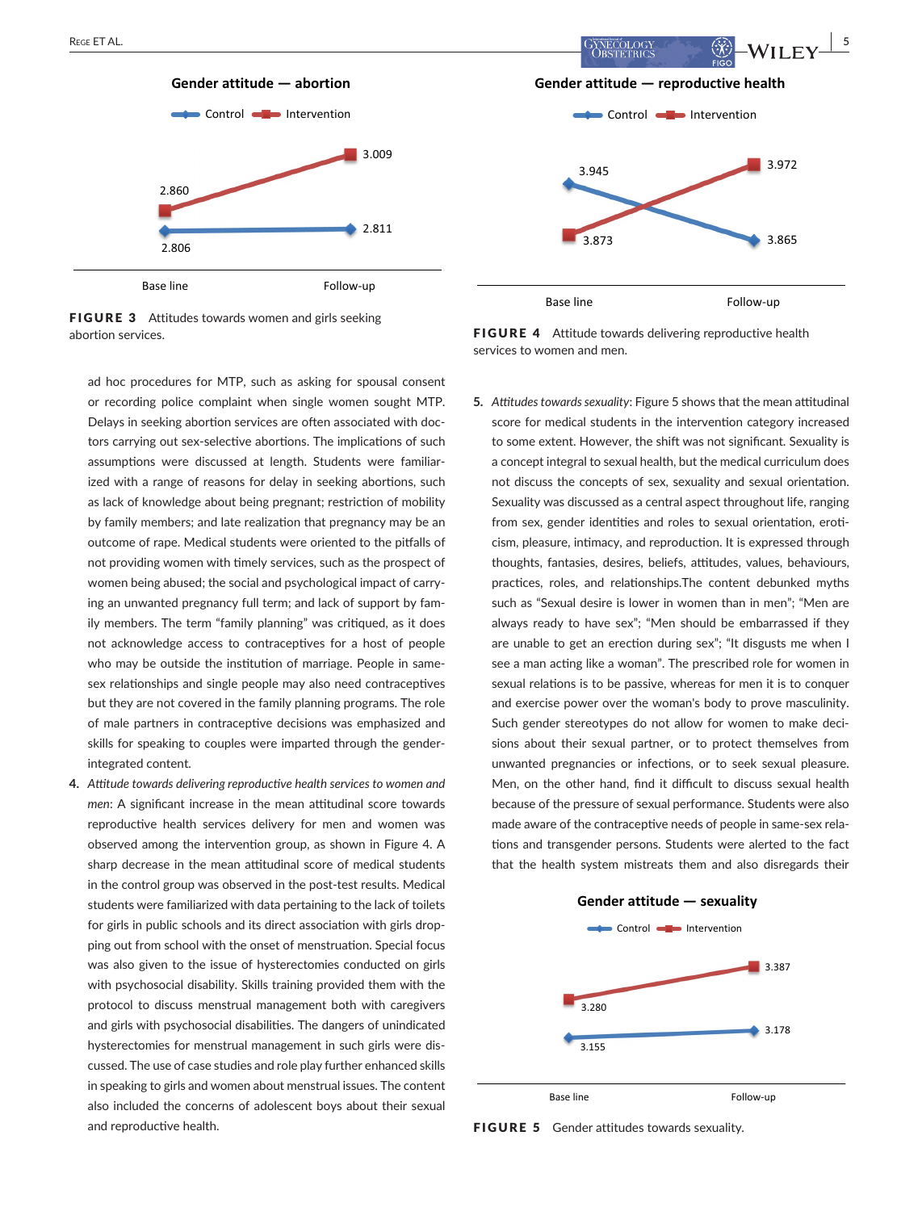FIGURE 3 Attitudes towards women and girls seeking abortion services.

FIGURE 4 Attitude towards delivering reproductive health services to women and men.

ad hoc procedures for MTP, such as asking for spousal consent or recording police complaint when single women sought MTP. Delays in seeking abortion services are often associated with doctors carrying out sex-selective abortions. The implications of such assumptions were discussed at length. Students were familiarized with a range of reasons for delay in seeking abortions, such as lack of knowledge about being pregnant; restriction of mobility by family members; and late realization that pregnancy may be an outcome of rape. Medical students were oriented to the pitfalls of not providing women with timely services, such as the prospect of women being abused; the social and psychological impact of carrying an unwanted pregnancy full term; and lack of support by family members. The term "family planning" was critiqued, as it does not acknowledge access to contraceptives for a host of people who may be outside the institution of marriage. People in same-sex relationships and single people may also need contraceptives but they are not covered in the family planning programs. The role of male partners in contraceptive decisions was emphasized and skills for speaking to couples were imparted through the gender-integrated content.

4. *Attitude towards delivering reproductive health services to women and men*: A significant increase in the mean attitudinal score towards reproductive health services delivery for men and women was observed among the intervention group, as shown in Figure 4. A sharp decrease in the mean attitudinal score of medical students in the control group was observed in the post-test results. Medical students were familiarized with data pertaining to the lack of toilets for girls in public schools and its direct association with girls dropping out from school with the onset of menstruation. Special focus was also given to the issue of hysterectomies conducted on girls with psychosocial disability. Skills training provided them with the protocol to discuss menstrual management both with caregivers and girls with psychosocial disabilities. The dangers of unindicated hysterectomies for menstrual management in such girls were discussed. The use of case studies and role play further enhanced skills in speaking to girls and women about menstrual issues. The content also included the concerns of adolescent boys about their sexual and reproductive health.

5. *Attitudes towards sexuality*: Figure 5 shows that the mean attitudinal score for medical students in the intervention category increased to some extent. However, the shift was not significant. Sexuality is a concept integral to sexual health, but the medical curriculum does not discuss the concepts of sex, sexuality and sexual orientation. Sexuality was discussed as a central aspect throughout life, ranging from sex, gender identities and roles to sexual orientation, eroticism, pleasure, intimacy, and reproduction. It is expressed through thoughts, fantasies, desires, beliefs, attitudes, values, behaviours, practices, roles, and relationships.The content debunked myths such as "Sexual desire is lower in women than in men"; "Men are always ready to have sex"; "Men should be embarrassed if they are unable to get an erection during sex"; "It disgusts me when I see a man acting like a woman". The prescribed role for women in sexual relations is to be passive, whereas for men it is to conquer and exercise power over the woman's body to prove masculinity. Such gender stereotypes do not allow for women to make decisions about their sexual partner, or to protect themselves from unwanted pregnancies or infections, or to seek sexual pleasure. Men, on the other hand, find it difficult to discuss sexual health because of the pressure of sexual performance. Students were also made aware of the contraceptive needs of people in same-sex relations and transgender persons. Students were alerted to the fact that the health system mistreats them and also disregards their

FIGURE 5 Gender attitudes towards sexuality.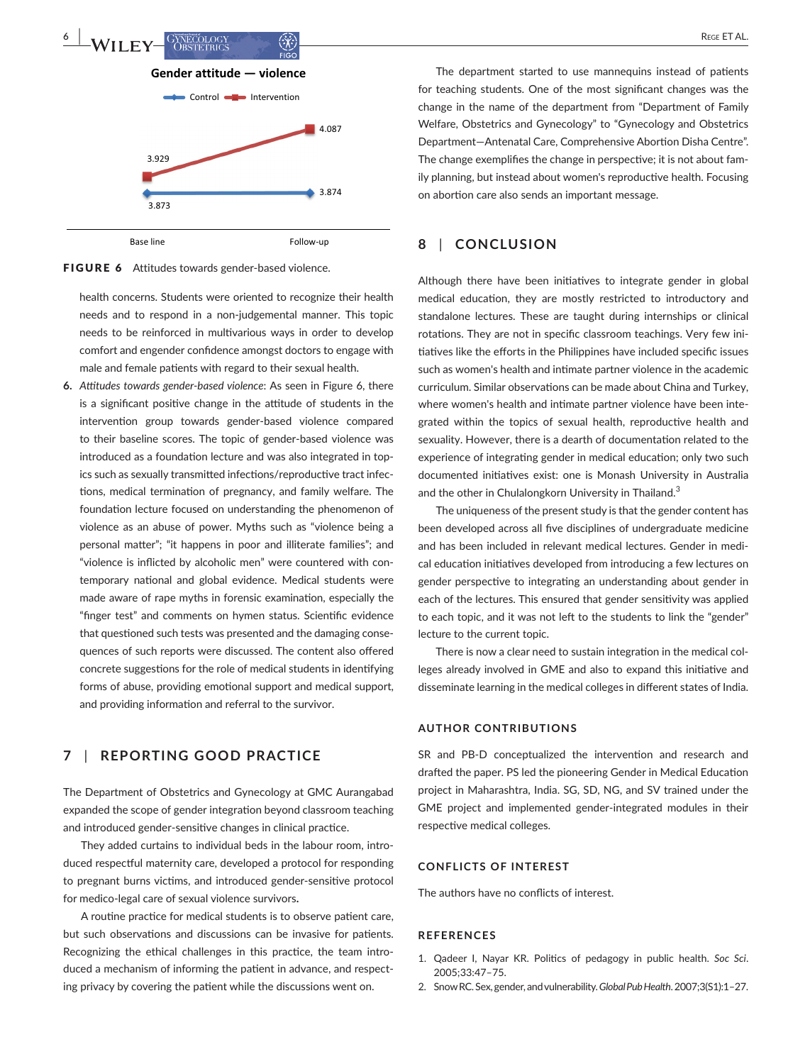Gender attitude — violence

Control / Intervention

| | Base line | Follow-up |
|---|---|---|
| Control | 3.873 | 3.874 |
| Intervention | 3.929 | 4.087 |

**FIGURE 6** Attitudes towards gender-based violence.

health concerns. Students were oriented to recognize their health needs and to respond in a non-judgemental manner. This topic needs to be reinforced in multivarious ways in order to develop comfort and engender confidence amongst doctors to engage with male and female patients with regard to their sexual health.

6. *Attitudes towards gender-based violence*: As seen in Figure 6, there is a significant positive change in the attitude of students in the intervention group towards gender-based violence compared to their baseline scores. The topic of gender-based violence was introduced as a foundation lecture and was also integrated in topics such as sexually transmitted infections/reproductive tract infections, medical termination of pregnancy, and family welfare. The foundation lecture focused on understanding the phenomenon of violence as an abuse of power. Myths such as "violence being a personal matter"; "it happens in poor and illiterate families"; and "violence is inflicted by alcoholic men" were countered with contemporary national and global evidence. Medical students were made aware of rape myths in forensic examination, especially the "finger test" and comments on hymen status. Scientific evidence that questioned such tests was presented and the damaging consequences of such reports were discussed. The content also offered concrete suggestions for the role of medical students in identifying forms of abuse, providing emotional support and medical support, and providing information and referral to the survivor.

## 7 | REPORTING GOOD PRACTICE

The Department of Obstetrics and Gynecology at GMC Aurangabad expanded the scope of gender integration beyond classroom teaching and introduced gender-sensitive changes in clinical practice.

They added curtains to individual beds in the labour room, introduced respectful maternity care, developed a protocol for responding to pregnant burns victims, and introduced gender-sensitive protocol for medico-legal care of sexual violence survivors.

A routine practice for medical students is to observe patient care, but such observations and discussions can be invasive for patients. Recognizing the ethical challenges in this practice, the team introduced a mechanism of informing the patient in advance, and respecting privacy by covering the patient while the discussions went on.

The department started to use mannequins instead of patients for teaching students. One of the most significant changes was the change in the name of the department from "Department of Family Welfare, Obstetrics and Gynecology" to "Gynecology and Obstetrics Department—Antenatal Care, Comprehensive Abortion Disha Centre". The change exemplifies the change in perspective; it is not about family planning, but instead about women's reproductive health. Focusing on abortion care also sends an important message.

## 8 | CONCLUSION

Although there have been initiatives to integrate gender in global medical education, they are mostly restricted to introductory and standalone lectures. These are taught during internships or clinical rotations. They are not in specific classroom teachings. Very few initiatives like the efforts in the Philippines have included specific issues such as women's health and intimate partner violence in the academic curriculum. Similar observations can be made about China and Turkey, where women's health and intimate partner violence have been integrated within the topics of sexual health, reproductive health and sexuality. However, there is a dearth of documentation related to the experience of integrating gender in medical education; only two such documented initiatives exist: one is Monash University in Australia and the other in Chulalongkorn University in Thailand.[3]

The uniqueness of the present study is that the gender content has been developed across all five disciplines of undergraduate medicine and has been included in relevant medical lectures. Gender in medical education initiatives developed from introducing a few lectures on gender perspective to integrating an understanding about gender in each of the lectures. This ensured that gender sensitivity was applied to each topic, and it was not left to the students to link the "gender" lecture to the current topic.

There is now a clear need to sustain integration in the medical colleges already involved in GME and also to expand this initiative and disseminate learning in the medical colleges in different states of India.

### AUTHOR CONTRIBUTIONS

SR and PB-D conceptualized the intervention and research and drafted the paper. PS led the pioneering Gender in Medical Education project in Maharashtra, India. SG, SD, NG, and SV trained under the GME project and implemented gender-integrated modules in their respective medical colleges.

### CONFLICTS OF INTEREST

The authors have no conflicts of interest.

### REFERENCES

1. Qadeer I, Nayar KR. Politics of pedagogy in public health. *Soc Sci*. 2005;33:47–75.
2. Snow RC. Sex, gender, and vulnerability. *Global Pub Health*. 2007;3(S1):1–27.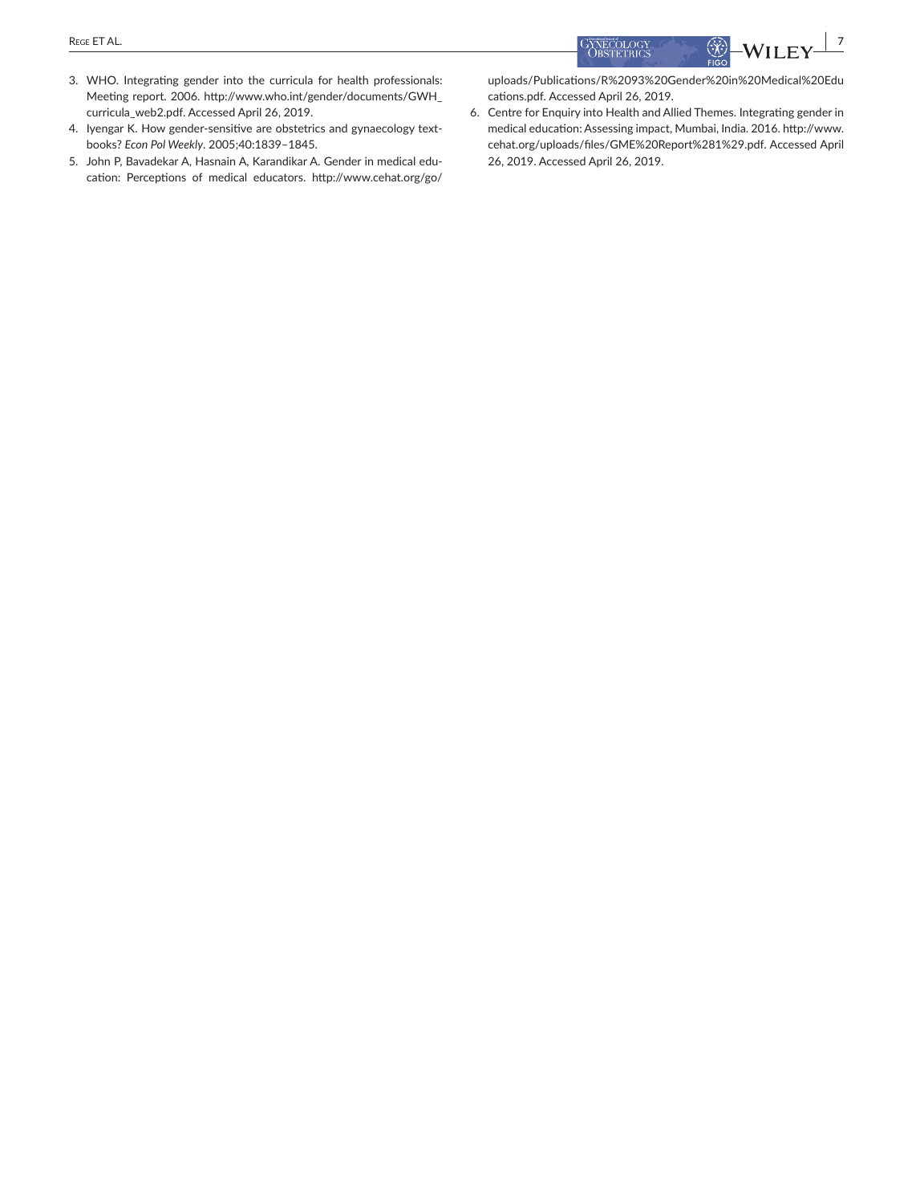3. WHO. Integrating gender into the curricula for health professionals: Meeting report. 2006. http://www.who.int/gender/documents/GWH_curricula_web2.pdf. Accessed April 26, 2019.
4. Iyengar K. How gender-sensitive are obstetrics and gynaecology textbooks? *Econ Pol Weekly*. 2005;40:1839–1845.
5. John P, Bavadekar A, Hasnain A, Karandikar A. Gender in medical education: Perceptions of medical educators. http://www.cehat.org/go/uploads/Publications/R%2093%20Gender%20in%20Medical%20Educations.pdf. Accessed April 26, 2019.
6. Centre for Enquiry into Health and Allied Themes. Integrating gender in medical education: Assessing impact, Mumbai, India. 2016. http://www.cehat.org/uploads/files/GME%20Report%281%29.pdf. Accessed April 26, 2019. Accessed April 26, 2019.